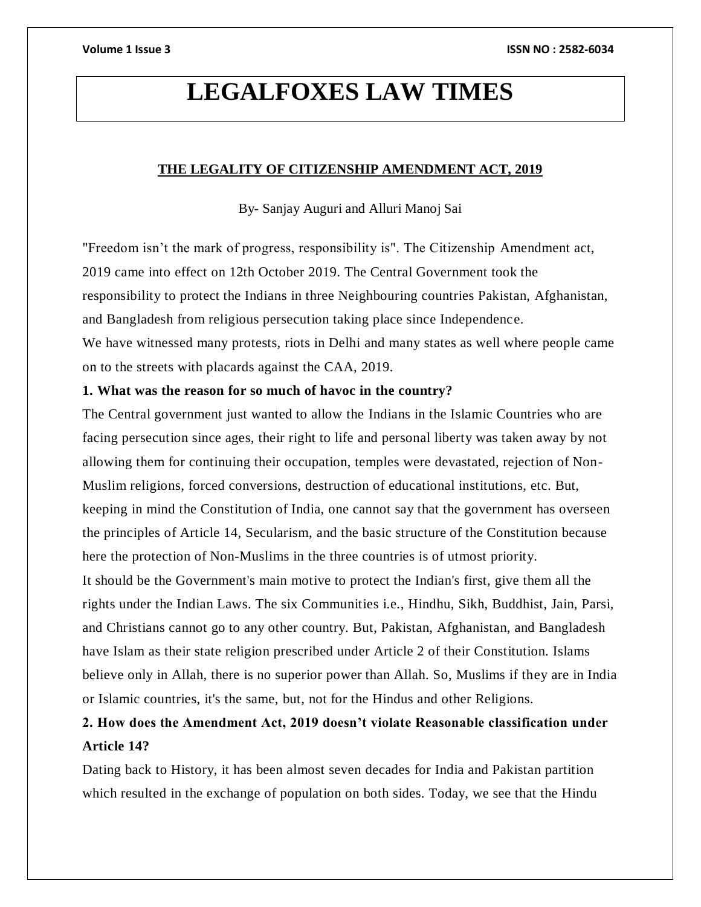# LEGALFOXES LAW TIMES

## THE LEGALITY OF CITIZENSHIP AMENDMENT ACT, 2019

By- Sanjay Auguri and Alluri Manoj Sai

"Freedom isn't the mark of progress, responsibility is". The Citizenship Amendment act, 2019 came into effect on 12th October 2019. The Central Government took the responsibility to protect the Indians in three Neighbouring countries Pakistan, Afghanistan, and Bangladesh from religious persecution taking place since Independence.

We have witnessed many protests, riots in Delhi and many states as well where people came on to the streets with placards against the CAA, 2019.

**1. What was the reason for so much of havoc in the country?**

The Central government just wanted to allow the Indians in the Islamic Countries who are facing persecution since ages, their right to life and personal liberty was taken away by not allowing them for continuing their occupation, temples were devastated, rejection of Non-Muslim religions, forced conversions, destruction of educational institutions, etc. But, keeping in mind the Constitution of India, one cannot say that the government has overseen the principles of Article 14, Secularism, and the basic structure of the Constitution because here the protection of Non-Muslims in the three countries is of utmost priority.

It should be the Government's main motive to protect the Indian's first, give them all the rights under the Indian Laws. The six Communities i.e., Hindhu, Sikh, Buddhist, Jain, Parsi, and Christians cannot go to any other country. But, Pakistan, Afghanistan, and Bangladesh have Islam as their state religion prescribed under Article 2 of their Constitution. Islams believe only in Allah, there is no superior power than Allah. So, Muslims if they are in India or Islamic countries, it's the same, but, not for the Hindus and other Religions.

**2. How does the Amendment Act, 2019 doesn't violate Reasonable classification under Article 14?**

Dating back to History, it has been almost seven decades for India and Pakistan partition which resulted in the exchange of population on both sides. Today, we see that the Hindu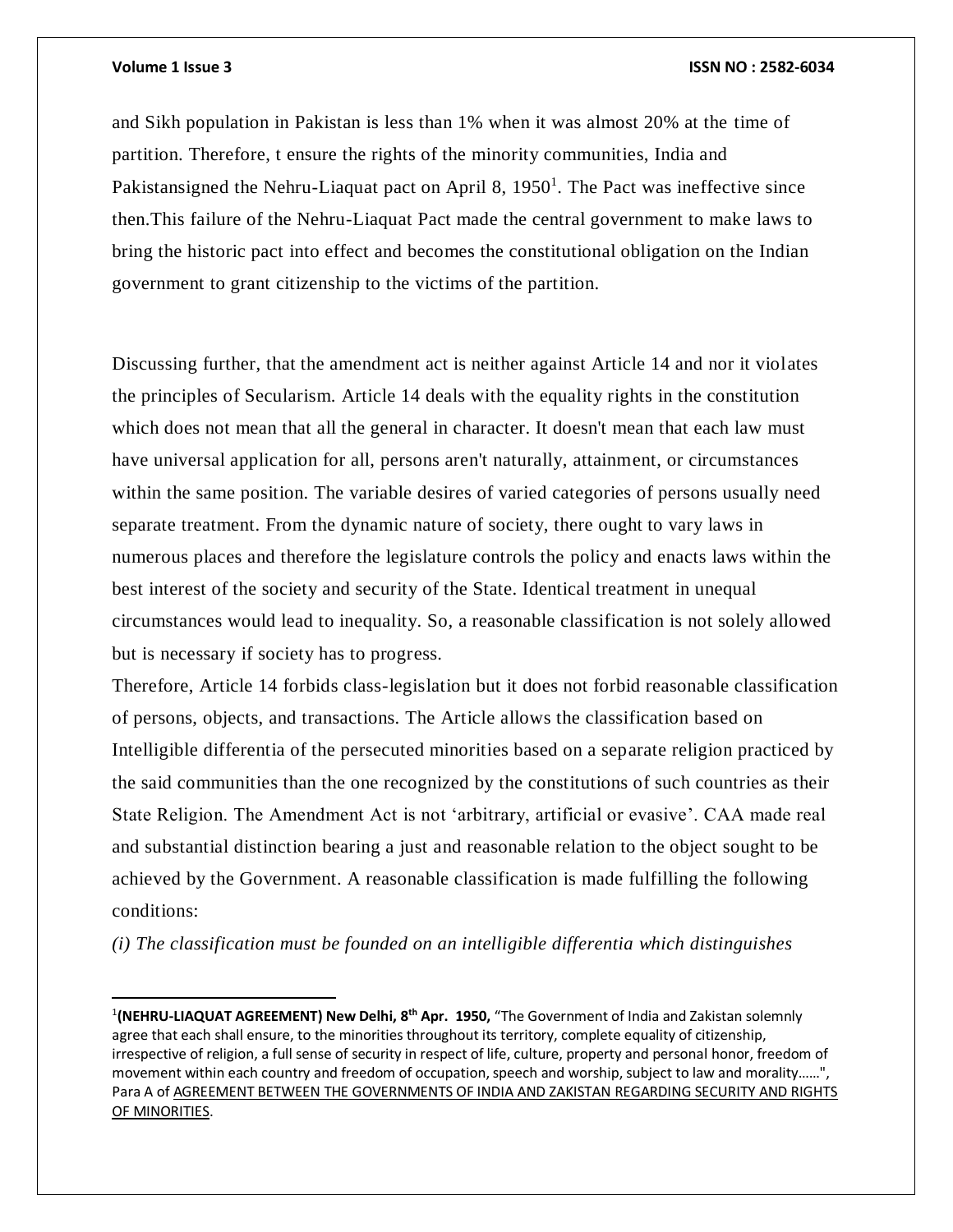and Sikh population in Pakistan is less than 1% when it was almost 20% at the time of partition. Therefore, t ensure the rights of the minority communities, India and Pakistansigned the Nehru-Liaquat pact on April 8, 1950[1]. The Pact was ineffective since then.This failure of the Nehru-Liaquat Pact made the central government to make laws to bring the historic pact into effect and becomes the constitutional obligation on the Indian government to grant citizenship to the victims of the partition.

Discussing further, that the amendment act is neither against Article 14 and nor it violates the principles of Secularism. Article 14 deals with the equality rights in the constitution which does not mean that all the general in character. It doesn't mean that each law must have universal application for all, persons aren't naturally, attainment, or circumstances within the same position. The variable desires of varied categories of persons usually need separate treatment. From the dynamic nature of society, there ought to vary laws in numerous places and therefore the legislature controls the policy and enacts laws within the best interest of the society and security of the State. Identical treatment in unequal circumstances would lead to inequality. So, a reasonable classification is not solely allowed but is necessary if society has to progress.

Therefore, Article 14 forbids class-legislation but it does not forbid reasonable classification of persons, objects, and transactions. The Article allows the classification based on Intelligible differentia of the persecuted minorities based on a separate religion practiced by the said communities than the one recognized by the constitutions of such countries as their State Religion. The Amendment Act is not 'arbitrary, artificial or evasive'. CAA made real and substantial distinction bearing a just and reasonable relation to the object sought to be achieved by the Government. A reasonable classification is made fulfilling the following conditions:

*(i) The classification must be founded on an intelligible differentia which distinguishes*

---

[1]**(NEHRU-LIAQUAT AGREEMENT) New Delhi, 8th Apr. 1950,** "The Government of India and Zakistan solemnly agree that each shall ensure, to the minorities throughout its territory, complete equality of citizenship, irrespective of religion, a full sense of security in respect of life, culture, property and personal honor, freedom of movement within each country and freedom of occupation, speech and worship, subject to law and morality……", Para A of AGREEMENT BETWEEN THE GOVERNMENTS OF INDIA AND ZAKISTAN REGARDING SECURITY AND RIGHTS OF MINORITIES.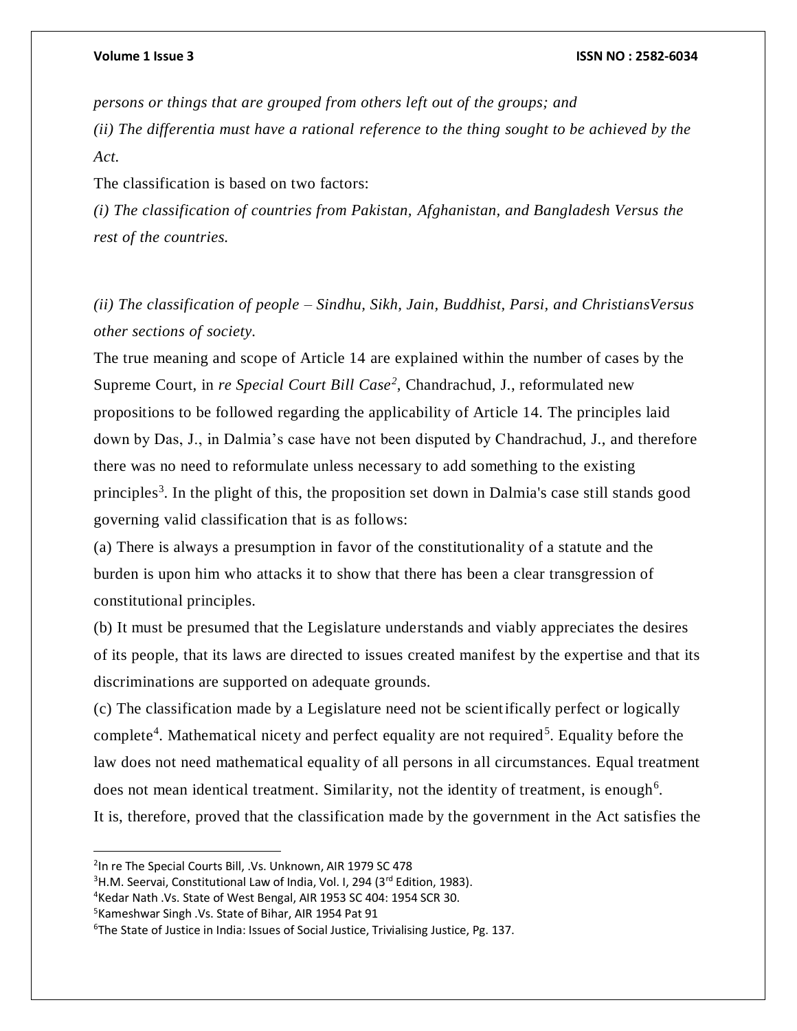*persons or things that are grouped from others left out of the groups; and*

*(ii) The differentia must have a rational reference to the thing sought to be achieved by the Act.*

The classification is based on two factors:

*(i) The classification of countries from Pakistan, Afghanistan, and Bangladesh Versus the rest of the countries.*

*(ii) The classification of people – Sindhu, Sikh, Jain, Buddhist, Parsi, and ChristiansVersus other sections of society.*

The true meaning and scope of Article 14 are explained within the number of cases by the Supreme Court, in *re Special Court Bill Case*[2], Chandrachud, J., reformulated new propositions to be followed regarding the applicability of Article 14. The principles laid down by Das, J., in Dalmia's case have not been disputed by Chandrachud, J., and therefore there was no need to reformulate unless necessary to add something to the existing principles[3]. In the plight of this, the proposition set down in Dalmia's case still stands good governing valid classification that is as follows:

(a) There is always a presumption in favor of the constitutionality of a statute and the burden is upon him who attacks it to show that there has been a clear transgression of constitutional principles.

(b) It must be presumed that the Legislature understands and viably appreciates the desires of its people, that its laws are directed to issues created manifest by the expertise and that its discriminations are supported on adequate grounds.

(c) The classification made by a Legislature need not be scientifically perfect or logically complete[4]. Mathematical nicety and perfect equality are not required[5]. Equality before the law does not need mathematical equality of all persons in all circumstances. Equal treatment does not mean identical treatment. Similarity, not the identity of treatment, is enough[6].

It is, therefore, proved that the classification made by the government in the Act satisfies the

---

[2]In re The Special Courts Bill, .Vs. Unknown, AIR 1979 SC 478

[3]H.M. Seervai, Constitutional Law of India, Vol. I, 294 (3rd Edition, 1983).

[4]Kedar Nath .Vs. State of West Bengal, AIR 1953 SC 404: 1954 SCR 30.

[5]Kameshwar Singh .Vs. State of Bihar, AIR 1954 Pat 91

[6]The State of Justice in India: Issues of Social Justice, Trivialising Justice, Pg. 137.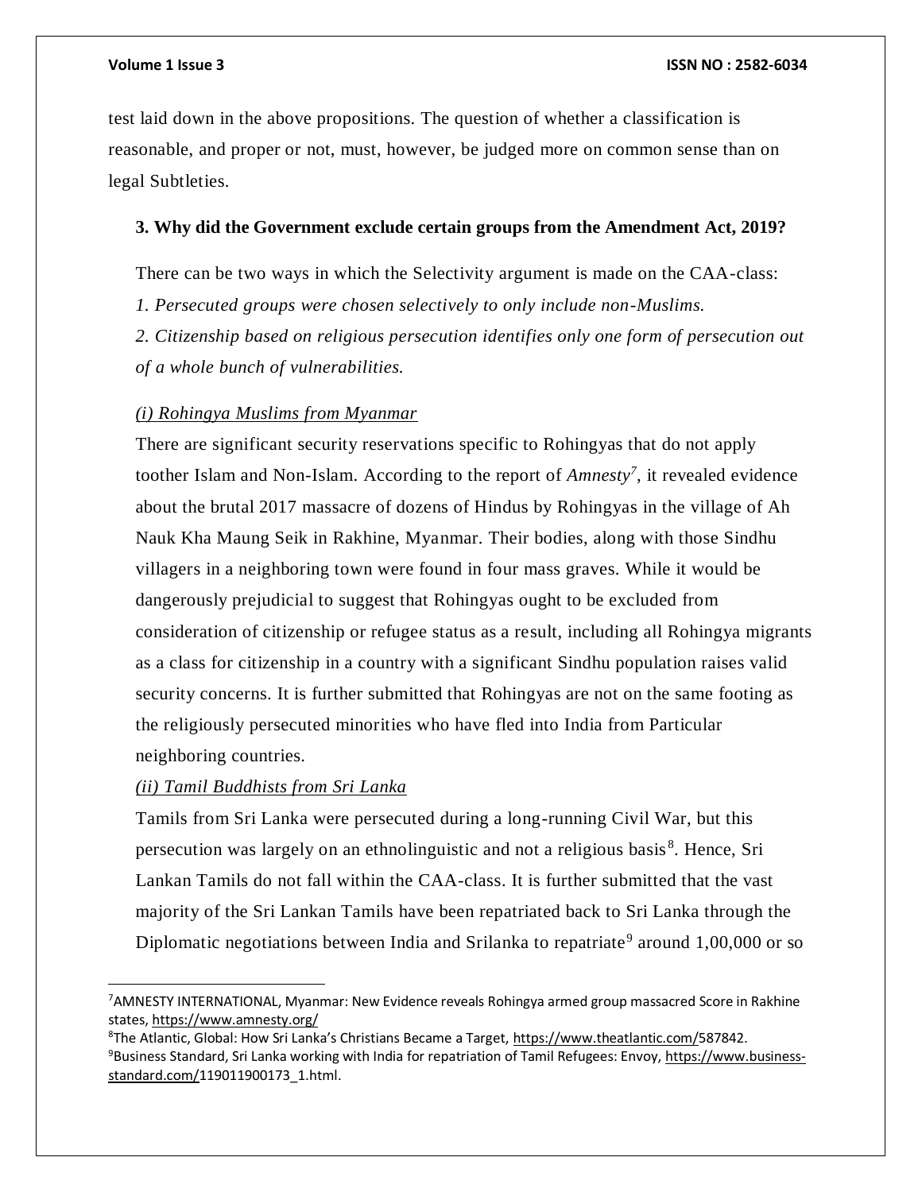test laid down in the above propositions. The question of whether a classification is reasonable, and proper or not, must, however, be judged more on common sense than on legal Subtleties.

### 3. Why did the Government exclude certain groups from the Amendment Act, 2019?

There can be two ways in which the Selectivity argument is made on the CAA-class:

*1. Persecuted groups were chosen selectively to only include non-Muslims.*

*2. Citizenship based on religious persecution identifies only one form of persecution out of a whole bunch of vulnerabilities.*

*(i) Rohingya Muslims from Myanmar*

There are significant security reservations specific to Rohingyas that do not apply toother Islam and Non-Islam. According to the report of *Amnesty*[7], it revealed evidence about the brutal 2017 massacre of dozens of Hindus by Rohingyas in the village of Ah Nauk Kha Maung Seik in Rakhine, Myanmar. Their bodies, along with those Sindhu villagers in a neighboring town were found in four mass graves. While it would be dangerously prejudicial to suggest that Rohingyas ought to be excluded from consideration of citizenship or refugee status as a result, including all Rohingya migrants as a class for citizenship in a country with a significant Sindhu population raises valid security concerns. It is further submitted that Rohingyas are not on the same footing as the religiously persecuted minorities who have fled into India from Particular neighboring countries.

*(ii) Tamil Buddhists from Sri Lanka*

Tamils from Sri Lanka were persecuted during a long-running Civil War, but this persecution was largely on an ethnolinguistic and not a religious basis[8]. Hence, Sri Lankan Tamils do not fall within the CAA-class. It is further submitted that the vast majority of the Sri Lankan Tamils have been repatriated back to Sri Lanka through the Diplomatic negotiations between India and Srilanka to repatriate[9] around 1,00,000 or so

---

[7] AMNESTY INTERNATIONAL, Myanmar: New Evidence reveals Rohingya armed group massacred Score in Rakhine states, https://www.amnesty.org/

[8] The Atlantic, Global: How Sri Lanka's Christians Became a Target, https://www.theatlantic.com/587842.

[9] Business Standard, Sri Lanka working with India for repatriation of Tamil Refugees: Envoy, https://www.business-standard.com/119011900173_1.html.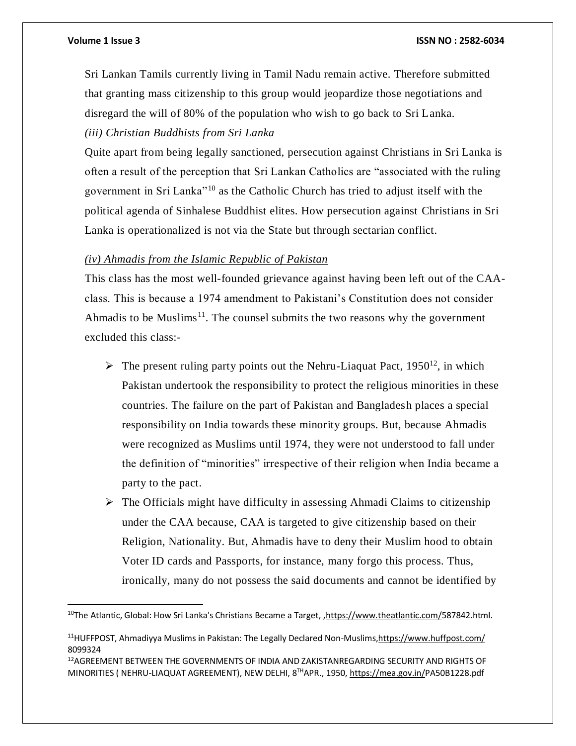Sri Lankan Tamils currently living in Tamil Nadu remain active. Therefore submitted that granting mass citizenship to this group would jeopardize those negotiations and disregard the will of 80% of the population who wish to go back to Sri Lanka.

*(iii) Christian Buddhists from Sri Lanka*

Quite apart from being legally sanctioned, persecution against Christians in Sri Lanka is often a result of the perception that Sri Lankan Catholics are "associated with the ruling government in Sri Lanka"[10] as the Catholic Church has tried to adjust itself with the political agenda of Sinhalese Buddhist elites. How persecution against Christians in Sri Lanka is operationalized is not via the State but through sectarian conflict.

*(iv) Ahmadis from the Islamic Republic of Pakistan*

This class has the most well-founded grievance against having been left out of the CAA-class. This is because a 1974 amendment to Pakistani's Constitution does not consider Ahmadis to be Muslims[11]. The counsel submits the two reasons why the government excluded this class:-

- The present ruling party points out the Nehru-Liaquat Pact, 1950[12], in which Pakistan undertook the responsibility to protect the religious minorities in these countries. The failure on the part of Pakistan and Bangladesh places a special responsibility on India towards these minority groups. But, because Ahmadis were recognized as Muslims until 1974, they were not understood to fall under the definition of "minorities" irrespective of their religion when India became a party to the pact.
- The Officials might have difficulty in assessing Ahmadi Claims to citizenship under the CAA because, CAA is targeted to give citizenship based on their Religion, Nationality. But, Ahmadis have to deny their Muslim hood to obtain Voter ID cards and Passports, for instance, many forgo this process. Thus, ironically, many do not possess the said documents and cannot be identified by

---

[10] The Atlantic, Global: How Sri Lanka's Christians Became a Target, ,https://www.theatlantic.com/587842.html.

[11] HUFFPOST, Ahmadiyya Muslims in Pakistan: The Legally Declared Non-Muslims,https://www.huffpost.com/ 8099324

[12] AGREEMENT BETWEEN THE GOVERNMENTS OF INDIA AND ZAKISTANREGARDING SECURITY AND RIGHTS OF MINORITIES ( NEHRU-LIAQUAT AGREEMENT), NEW DELHI, 8TH APR., 1950, https://mea.gov.in/PA50B1228.pdf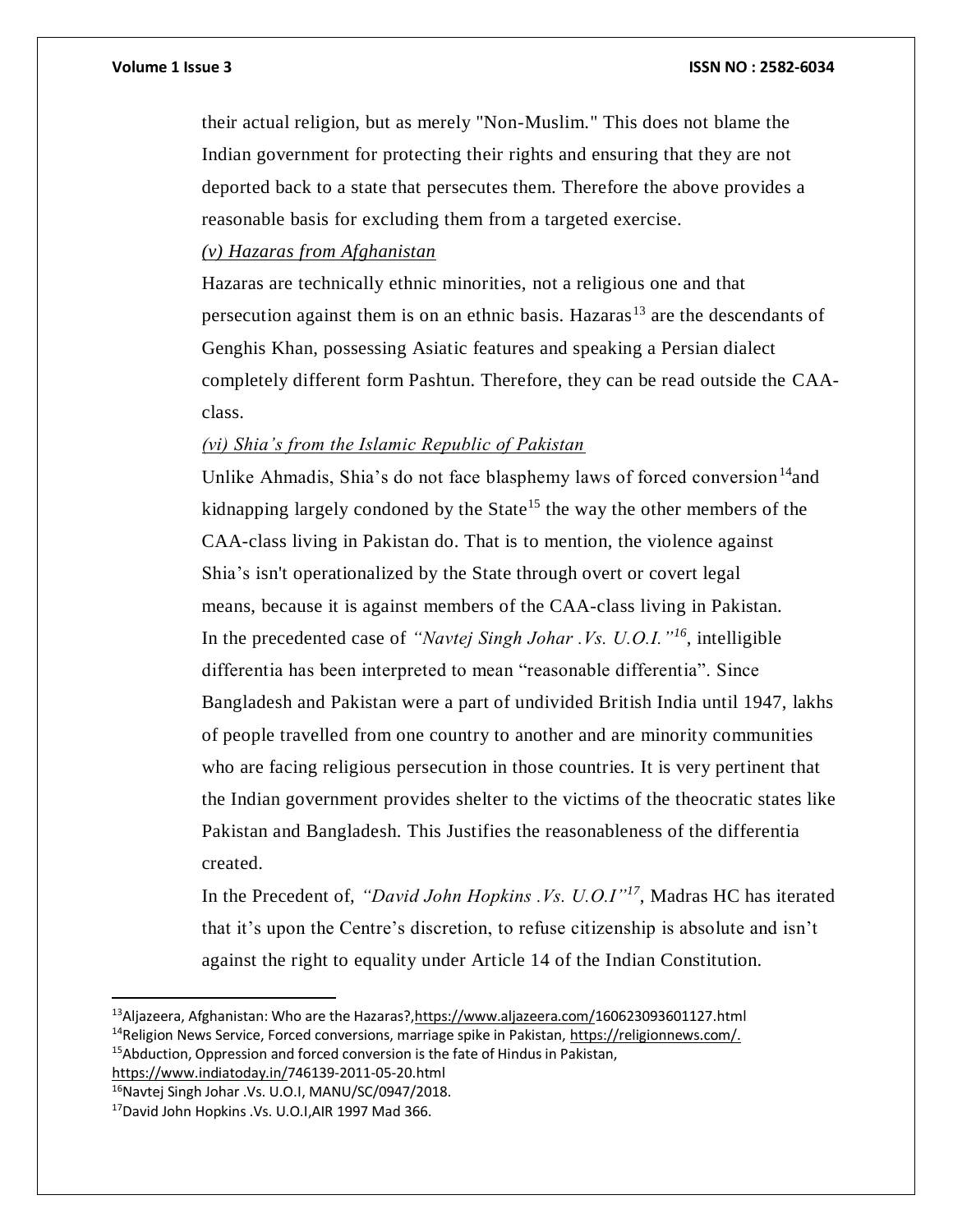their actual religion, but as merely "Non-Muslim." This does not blame the Indian government for protecting their rights and ensuring that they are not deported back to a state that persecutes them. Therefore the above provides a reasonable basis for excluding them from a targeted exercise.

*(v) Hazaras from Afghanistan*

Hazaras are technically ethnic minorities, not a religious one and that persecution against them is on an ethnic basis. Hazaras[13] are the descendants of Genghis Khan, possessing Asiatic features and speaking a Persian dialect completely different form Pashtun. Therefore, they can be read outside the CAA-class.

*(vi) Shia's from the Islamic Republic of Pakistan*

Unlike Ahmadis, Shia's do not face blasphemy laws of forced conversion[14]and kidnapping largely condoned by the State[15] the way the other members of the CAA-class living in Pakistan do. That is to mention, the violence against Shia's isn't operationalized by the State through overt or covert legal means, because it is against members of the CAA-class living in Pakistan.

In the precedented case of *"Navtej Singh Johar .Vs. U.O.I."*[16], intelligible differentia has been interpreted to mean "reasonable differentia". Since Bangladesh and Pakistan were a part of undivided British India until 1947, lakhs of people travelled from one country to another and are minority communities who are facing religious persecution in those countries. It is very pertinent that the Indian government provides shelter to the victims of the theocratic states like Pakistan and Bangladesh. This Justifies the reasonableness of the differentia created.

In the Precedent of, *"David John Hopkins .Vs. U.O.I"*[17], Madras HC has iterated that it's upon the Centre's discretion, to refuse citizenship is absolute and isn't against the right to equality under Article 14 of the Indian Constitution.

---

[13]Aljazeera, Afghanistan: Who are the Hazaras?,https://www.aljazeera.com/160623093601127.html

[14]Religion News Service, Forced conversions, marriage spike in Pakistan, https://religionnews.com/.

[15]Abduction, Oppression and forced conversion is the fate of Hindus in Pakistan, https://www.indiatoday.in/746139-2011-05-20.html

[16]Navtej Singh Johar .Vs. U.O.I, MANU/SC/0947/2018.

[17]David John Hopkins .Vs. U.O.I,AIR 1997 Mad 366.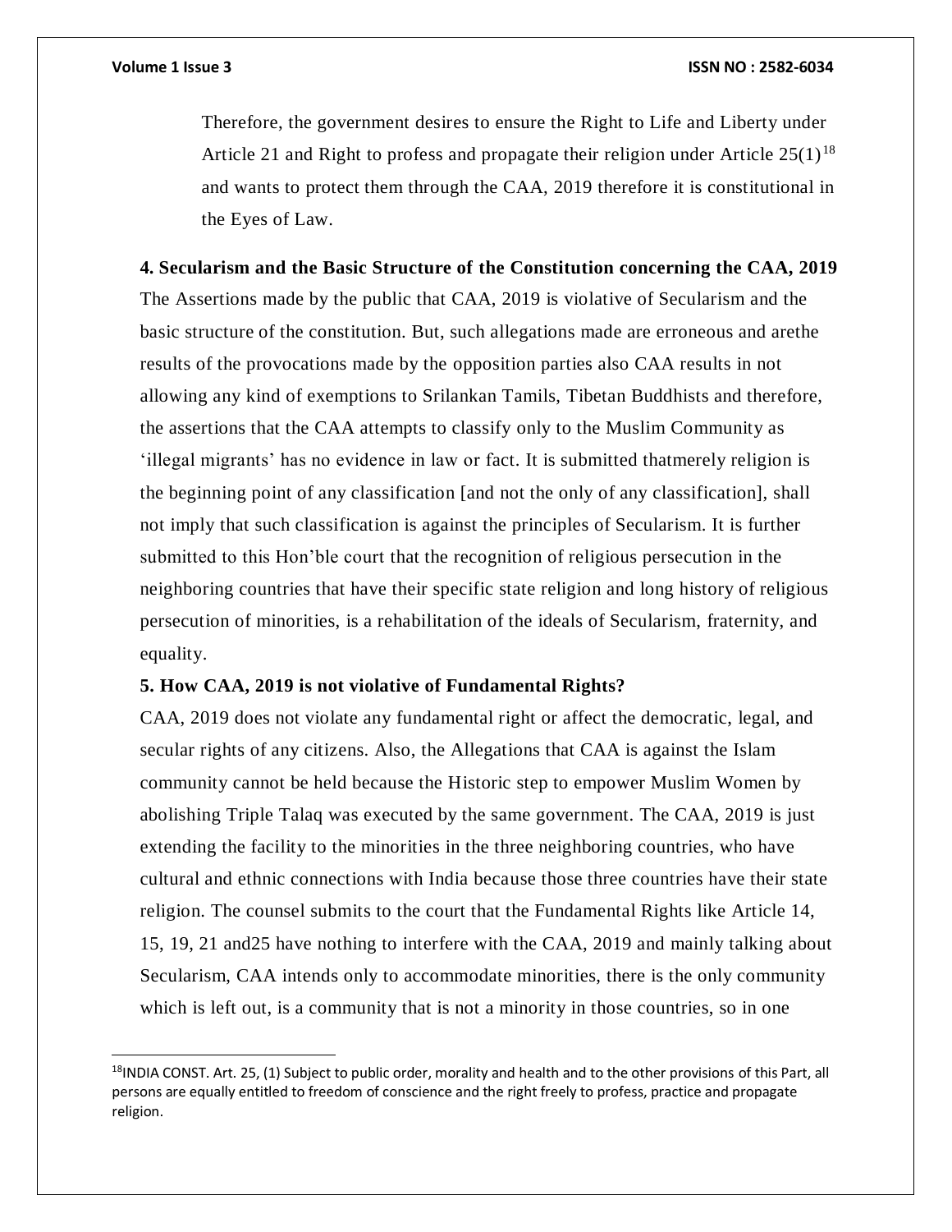Therefore, the government desires to ensure the Right to Life and Liberty under Article 21 and Right to profess and propagate their religion under Article 25(1)[18] and wants to protect them through the CAA, 2019 therefore it is constitutional in the Eyes of Law.

**4. Secularism and the Basic Structure of the Constitution concerning the CAA, 2019**

The Assertions made by the public that CAA, 2019 is violative of Secularism and the basic structure of the constitution. But, such allegations made are erroneous and arethe results of the provocations made by the opposition parties also CAA results in not allowing any kind of exemptions to Srilankan Tamils, Tibetan Buddhists and therefore, the assertions that the CAA attempts to classify only to the Muslim Community as 'illegal migrants' has no evidence in law or fact. It is submitted thatmerely religion is the beginning point of any classification [and not the only of any classification], shall not imply that such classification is against the principles of Secularism. It is further submitted to this Hon'ble court that the recognition of religious persecution in the neighboring countries that have their specific state religion and long history of religious persecution of minorities, is a rehabilitation of the ideals of Secularism, fraternity, and equality.

**5. How CAA, 2019 is not violative of Fundamental Rights?**

CAA, 2019 does not violate any fundamental right or affect the democratic, legal, and secular rights of any citizens. Also, the Allegations that CAA is against the Islam community cannot be held because the Historic step to empower Muslim Women by abolishing Triple Talaq was executed by the same government. The CAA, 2019 is just extending the facility to the minorities in the three neighboring countries, who have cultural and ethnic connections with India because those three countries have their state religion. The counsel submits to the court that the Fundamental Rights like Article 14, 15, 19, 21 and25 have nothing to interfere with the CAA, 2019 and mainly talking about Secularism, CAA intends only to accommodate minorities, there is the only community which is left out, is a community that is not a minority in those countries, so in one

---

[18] INDIA CONST. Art. 25, (1) Subject to public order, morality and health and to the other provisions of this Part, all persons are equally entitled to freedom of conscience and the right freely to profess, practice and propagate religion.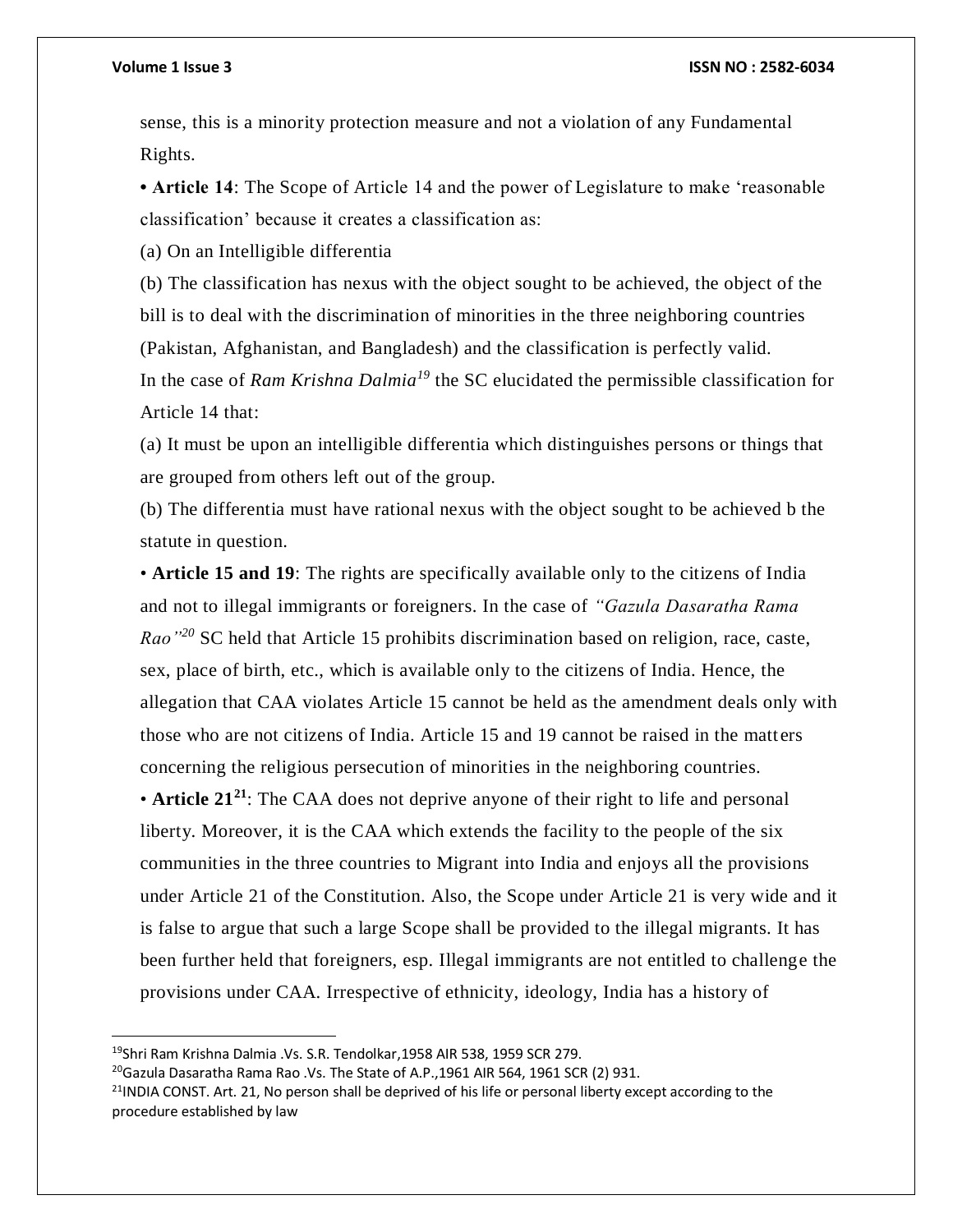sense, this is a minority protection measure and not a violation of any Fundamental Rights.

- **Article 14**: The Scope of Article 14 and the power of Legislature to make 'reasonable classification' because it creates a classification as:

(a) On an Intelligible differentia

(b) The classification has nexus with the object sought to be achieved, the object of the bill is to deal with the discrimination of minorities in the three neighboring countries (Pakistan, Afghanistan, and Bangladesh) and the classification is perfectly valid.

In the case of *Ram Krishna Dalmia*[19] the SC elucidated the permissible classification for Article 14 that:

(a) It must be upon an intelligible differentia which distinguishes persons or things that are grouped from others left out of the group.

(b) The differentia must have rational nexus with the object sought to be achieved b the statute in question.

- **Article 15 and 19**: The rights are specifically available only to the citizens of India and not to illegal immigrants or foreigners. In the case of *"Gazula Dasaratha Rama Rao"*[20] SC held that Article 15 prohibits discrimination based on religion, race, caste, sex, place of birth, etc., which is available only to the citizens of India. Hence, the allegation that CAA violates Article 15 cannot be held as the amendment deals only with those who are not citizens of India. Article 15 and 19 cannot be raised in the matters concerning the religious persecution of minorities in the neighboring countries.

- **Article 21**[21]: The CAA does not deprive anyone of their right to life and personal liberty. Moreover, it is the CAA which extends the facility to the people of the six communities in the three countries to Migrant into India and enjoys all the provisions under Article 21 of the Constitution. Also, the Scope under Article 21 is very wide and it is false to argue that such a large Scope shall be provided to the illegal migrants. It has been further held that foreigners, esp. Illegal immigrants are not entitled to challenge the provisions under CAA. Irrespective of ethnicity, ideology, India has a history of

---

[19]Shri Ram Krishna Dalmia .Vs. S.R. Tendolkar,1958 AIR 538, 1959 SCR 279.

[20]Gazula Dasaratha Rama Rao .Vs. The State of A.P.,1961 AIR 564, 1961 SCR (2) 931.

[21]INDIA CONST. Art. 21, No person shall be deprived of his life or personal liberty except according to the procedure established by law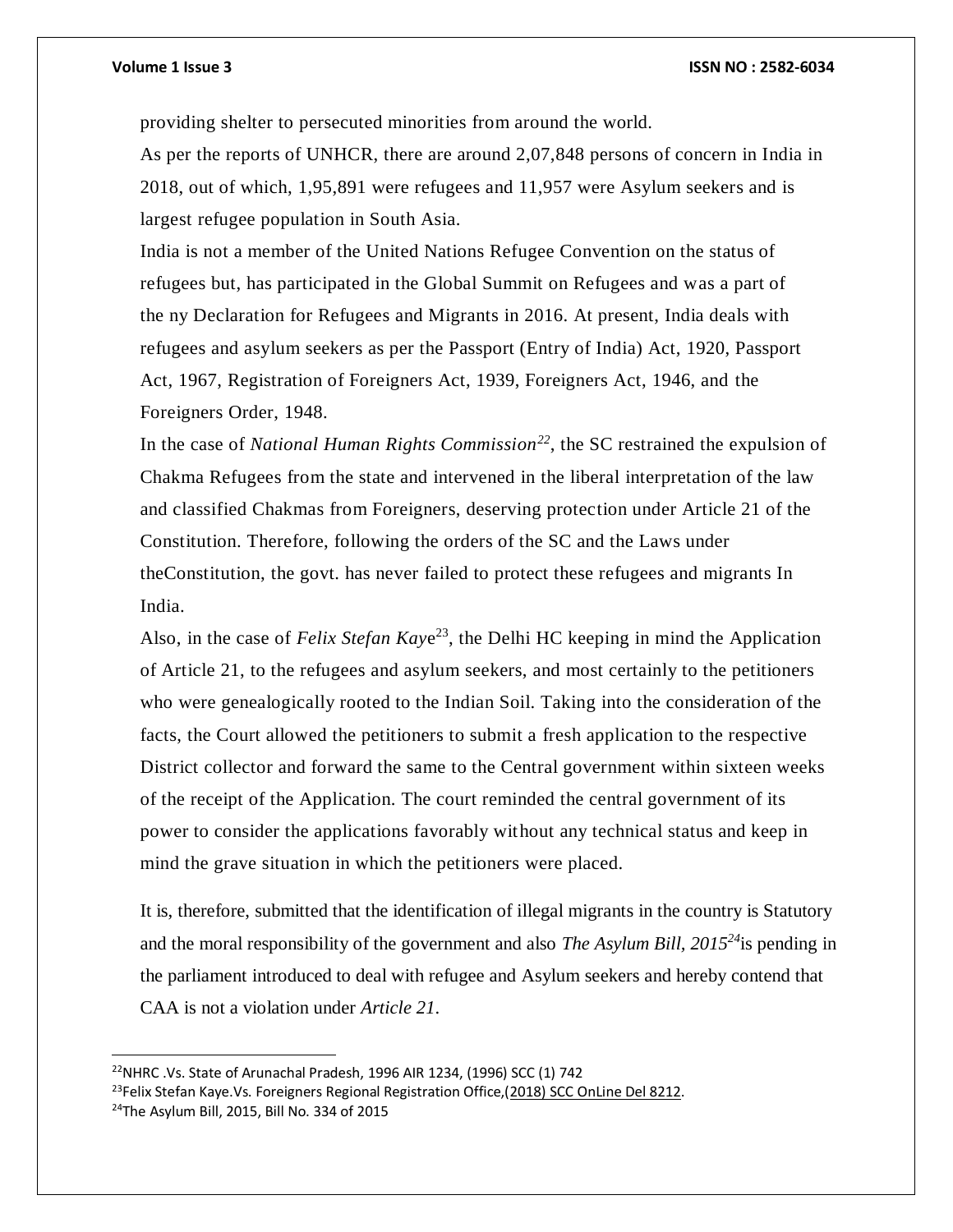providing shelter to persecuted minorities from around the world.

As per the reports of UNHCR, there are around 2,07,848 persons of concern in India in 2018, out of which, 1,95,891 were refugees and 11,957 were Asylum seekers and is largest refugee population in South Asia.

India is not a member of the United Nations Refugee Convention on the status of refugees but, has participated in the Global Summit on Refugees and was a part of the ny Declaration for Refugees and Migrants in 2016. At present, India deals with refugees and asylum seekers as per the Passport (Entry of India) Act, 1920, Passport Act, 1967, Registration of Foreigners Act, 1939, Foreigners Act, 1946, and the Foreigners Order, 1948.

In the case of *National Human Rights Commission*[22], the SC restrained the expulsion of Chakma Refugees from the state and intervened in the liberal interpretation of the law and classified Chakmas from Foreigners, deserving protection under Article 21 of the Constitution. Therefore, following the orders of the SC and the Laws under theConstitution, the govt. has never failed to protect these refugees and migrants In India.

Also, in the case of *Felix Stefan Kaye*[23], the Delhi HC keeping in mind the Application of Article 21, to the refugees and asylum seekers, and most certainly to the petitioners who were genealogically rooted to the Indian Soil. Taking into the consideration of the facts, the Court allowed the petitioners to submit a fresh application to the respective District collector and forward the same to the Central government within sixteen weeks of the receipt of the Application. The court reminded the central government of its power to consider the applications favorably without any technical status and keep in mind the grave situation in which the petitioners were placed.

It is, therefore, submitted that the identification of illegal migrants in the country is Statutory and the moral responsibility of the government and also *The Asylum Bill, 2015*[24]is pending in the parliament introduced to deal with refugee and Asylum seekers and hereby contend that CAA is not a violation under *Article 21.*

---

[22]NHRC .Vs. State of Arunachal Pradesh, 1996 AIR 1234, (1996) SCC (1) 742

[23]Felix Stefan Kaye.Vs. Foreigners Regional Registration Office,(2018) SCC OnLine Del 8212.

[24]The Asylum Bill, 2015, Bill No. 334 of 2015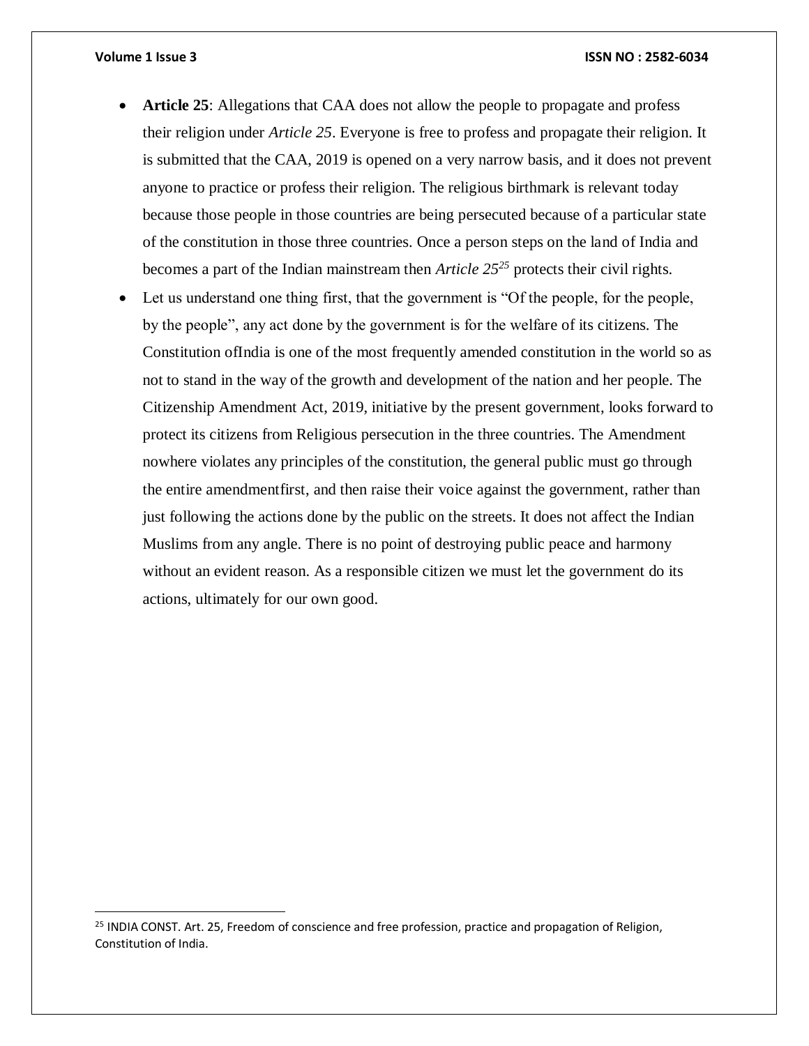- **Article 25**: Allegations that CAA does not allow the people to propagate and profess their religion under *Article 25*. Everyone is free to profess and propagate their religion. It is submitted that the CAA, 2019 is opened on a very narrow basis, and it does not prevent anyone to practice or profess their religion. The religious birthmark is relevant today because those people in those countries are being persecuted because of a particular state of the constitution in those three countries. Once a person steps on the land of India and becomes a part of the Indian mainstream then *Article 25*[25] protects their civil rights.
- Let us understand one thing first, that the government is "Of the people, for the people, by the people", any act done by the government is for the welfare of its citizens. The Constitution ofIndia is one of the most frequently amended constitution in the world so as not to stand in the way of the growth and development of the nation and her people. The Citizenship Amendment Act, 2019, initiative by the present government, looks forward to protect its citizens from Religious persecution in the three countries. The Amendment nowhere violates any principles of the constitution, the general public must go through the entire amendmentfirst, and then raise their voice against the government, rather than just following the actions done by the public on the streets. It does not affect the Indian Muslims from any angle. There is no point of destroying public peace and harmony without an evident reason. As a responsible citizen we must let the government do its actions, ultimately for our own good.

---

[25] INDIA CONST. Art. 25, Freedom of conscience and free profession, practice and propagation of Religion, Constitution of India.